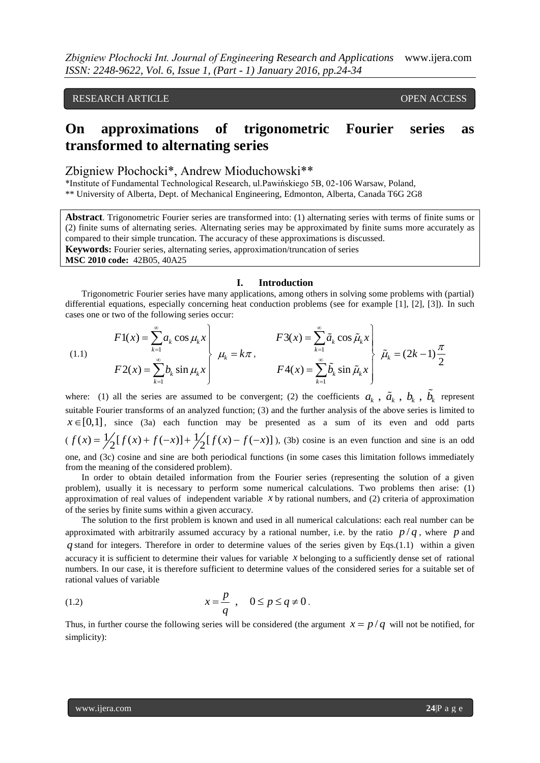RESEARCH ARTICLE OPEN ACCESS

# On approximations of trigonometric Fourier series as transformed to alternating series

Zbigniew Płochocki*, Andrew Mioduchowski**

*Institute of Fundamental Technological Research, ul.Pawińskiego 5B, 02-106 Warsaw, Poland,
** University of Alberta, Dept. of Mechanical Engineering, Edmonton, Alberta, Canada T6G 2G8

**Abstract**. Trigonometric Fourier series are transformed into: (1) alternating series with terms of finite sums or (2) finite sums of alternating series. Alternating series may be approximated by finite sums more accurately as compared to their simple truncation. The accuracy of these approximations is discussed.
**Keywords:** Fourier series, alternating series, approximation/truncation of series
**MSC 2010 code:** 42B05, 40A25

## I. Introduction

Trigonometric Fourier series have many applications, among others in solving some problems with (partial) differential equations, especially concerning heat conduction problems (see for example [1], [2], [3]). In such cases one or two of the following series occur:

$$\text{(1.1)} \qquad \left.\begin{aligned} F1(x) &= \sum_{k=1}^{\infty} a_k \cos \mu_k x \\ F2(x) &= \sum_{k=1}^{\infty} b_k \sin \mu_k x \end{aligned}\right\} \; \mu_k = k\pi , \qquad \left.\begin{aligned} F3(x) &= \sum_{k=1}^{\infty} \tilde{a}_k \cos \tilde{\mu}_k x \\ F4(x) &= \sum_{k=1}^{\infty} \tilde{b}_k \sin \tilde{\mu}_k x \end{aligned}\right\} \; \tilde{\mu}_k = (2k-1)\frac{\pi}{2}$$

where: (1) all the series are assumed to be convergent; (2) the coefficients $a_k$ , $\tilde{a}_k$ , $b_k$ , $\tilde{b}_k$ represent suitable Fourier transforms of an analyzed function; (3) and the further analysis of the above series is limited to $x \in [0,1]$, since (3a) each function may be presented as a sum of its even and odd parts ( $f(x) = \frac{1}{2}[f(x) + f(-x)] + \frac{1}{2}[f(x) - f(-x)]$ ), (3b) cosine is an even function and sine is an odd one, and (3c) cosine and sine are both periodical functions (in some cases this limitation follows immediately from the meaning of the considered problem).

In order to obtain detailed information from the Fourier series (representing the solution of a given problem), usually it is necessary to perform some numerical calculations. Two problems then arise: (1) approximation of real values of independent variable $x$ by rational numbers, and (2) criteria of approximation of the series by finite sums within a given accuracy.

The solution to the first problem is known and used in all numerical calculations: each real number can be approximated with arbitrarily assumed accuracy by a rational number, i.e. by the ratio $p/q$ , where $p$ and $q$ stand for integers. Therefore in order to determine values of the series given by Eqs.(1.1) within a given accuracy it is sufficient to determine their values for variable $x$ belonging to a sufficiently dense set of rational numbers. In our case, it is therefore sufficient to determine values of the considered series for a suitable set of rational values of variable

$$\text{(1.2)} \qquad x = \frac{p}{q} \ , \quad 0 \le p \le q \ne 0 .$$

Thus, in further course the following series will be considered (the argument $x = p/q$ will not be notified, for simplicity):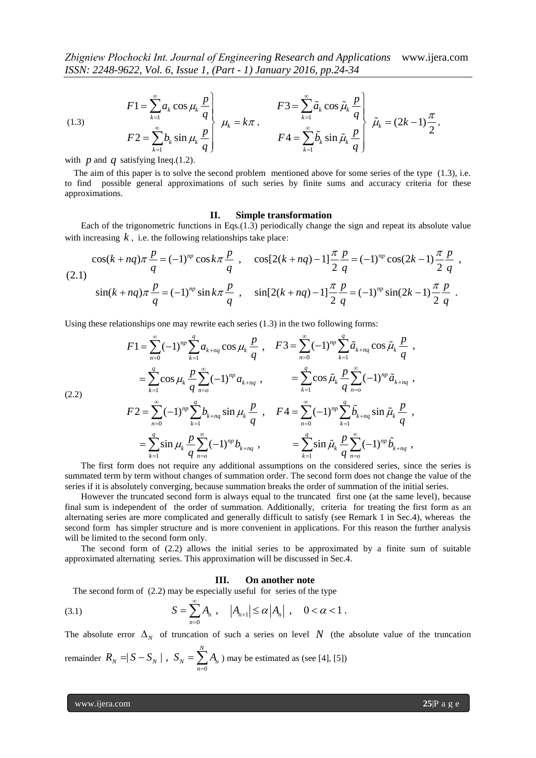$$
(1.3) \qquad \left.\begin{aligned} F1 &= \sum_{k=1}^{\infty} a_k \cos \mu_k \frac{p}{q} \\ F2 &= \sum_{k=1}^{\infty} b_k \sin \mu_k \frac{p}{q} \end{aligned}\right\} \; \mu_k = k\pi \,, \qquad \left.\begin{aligned} F3 &= \sum_{k=1}^{\infty} \tilde{a}_k \cos \tilde{\mu}_k \frac{p}{q} \\ F4 &= \sum_{k=1}^{\infty} \tilde{b}_k \sin \tilde{\mu}_k \frac{p}{q} \end{aligned}\right\} \; \tilde{\mu}_k = (2k-1)\frac{\pi}{2} \,,
$$

with $p$ and $q$ satisfying Ineq.(1.2).

The aim of this paper is to solve the second problem mentioned above for some series of the type (1.3), i.e. to find possible general approximations of such series by finite sums and accuracy criteria for these approximations.

## II. Simple transformation

Each of the trigonometric functions in Eqs.(1.3) periodically change the sign and repeat its absolute value with increasing $k$, i.e. the following relationships take place:

$$
(2.1) \qquad \begin{aligned} &\cos(k+nq)\pi \frac{p}{q} = (-1)^{np} \cos k\pi \frac{p}{q} \,, \quad \cos[2(k+nq)-1]\frac{\pi}{2}\frac{p}{q} = (-1)^{np} \cos(2k-1)\frac{\pi}{2}\frac{p}{q} \,, \\ &\sin(k+nq)\pi \frac{p}{q} = (-1)^{np} \sin k\pi \frac{p}{q} \,, \quad \sin[2(k+nq)-1]\frac{\pi}{2}\frac{p}{q} = (-1)^{np} \sin(2k-1)\frac{\pi}{2}\frac{p}{q} \,. \end{aligned}
$$

Using these relationships one may rewrite each series (1.3) in the two following forms:

$$
(2.2) \qquad \begin{aligned} F1 &= \sum_{n=0}^{\infty} (-1)^{np} \sum_{k=1}^{q} a_{k+nq} \cos \mu_k \frac{p}{q} \,, & F3 &= \sum_{n=0}^{\infty} (-1)^{np} \sum_{k=1}^{q} \tilde{a}_{k+nq} \cos \tilde{\mu}_k \frac{p}{q} \,, \\ &= \sum_{k=1}^{q} \cos \mu_k \frac{p}{q} \sum_{n=o}^{\infty} (-1)^{np} a_{k+nq} \,, & &= \sum_{k=1}^{q} \cos \tilde{\mu}_k \frac{p}{q} \sum_{n=o}^{\infty} (-1)^{np} \tilde{a}_{k+nq} \,, \\ F2 &= \sum_{n=0}^{\infty} (-1)^{np} \sum_{k=1}^{q} b_{k+nq} \sin \mu_k \frac{p}{q} \,, & F4 &= \sum_{n=0}^{\infty} (-1)^{np} \sum_{k=1}^{q} \tilde{b}_{k+nq} \sin \tilde{\mu}_k \frac{p}{q} \,, \\ &= \sum_{k=1}^{q} \sin \mu_k \frac{p}{q} \sum_{n=o}^{\infty} (-1)^{np} b_{k+nq} \,, & &= \sum_{k=1}^{q} \sin \tilde{\mu}_k \frac{p}{q} \sum_{n=o}^{\infty} (-1)^{np} \tilde{b}_{k+nq} \,, \end{aligned}
$$

The first form does not require any additional assumptions on the considered series, since the series is summated term by term without changes of summation order. The second form does not change the value of the series if it is absolutely converging, because summation breaks the order of summation of the initial series.

However the truncated second form is always equal to the truncated first one (at the same level), because final sum is independent of the order of summation. Additionally, criteria for treating the first form as an alternating series are more complicated and generally difficult to satisfy (see Remark 1 in Sec.4), whereas the second form has simpler structure and is more convenient in applications. For this reason the further analysis will be limited to the second form only.

The second form of (2.2) allows the initial series to be approximated by a finite sum of suitable approximated alternating series. This approximation will be discussed in Sec.4.

## III. On another note

The second form of (2.2) may be especially useful for series of the type

$$
(3.1) \qquad S = \sum_{n=0}^{\infty} A_n \,, \quad |A_{n+1}| \le \alpha |A_n| \,, \quad 0 < \alpha < 1 \,.
$$

The absolute error $\Delta_N$ of truncation of such a series on level $N$ (the absolute value of the truncation remainder $R_N = |S - S_N|$, $S_N = \sum_{n=0}^{N} A_n$) may be estimated as (see [4], [5])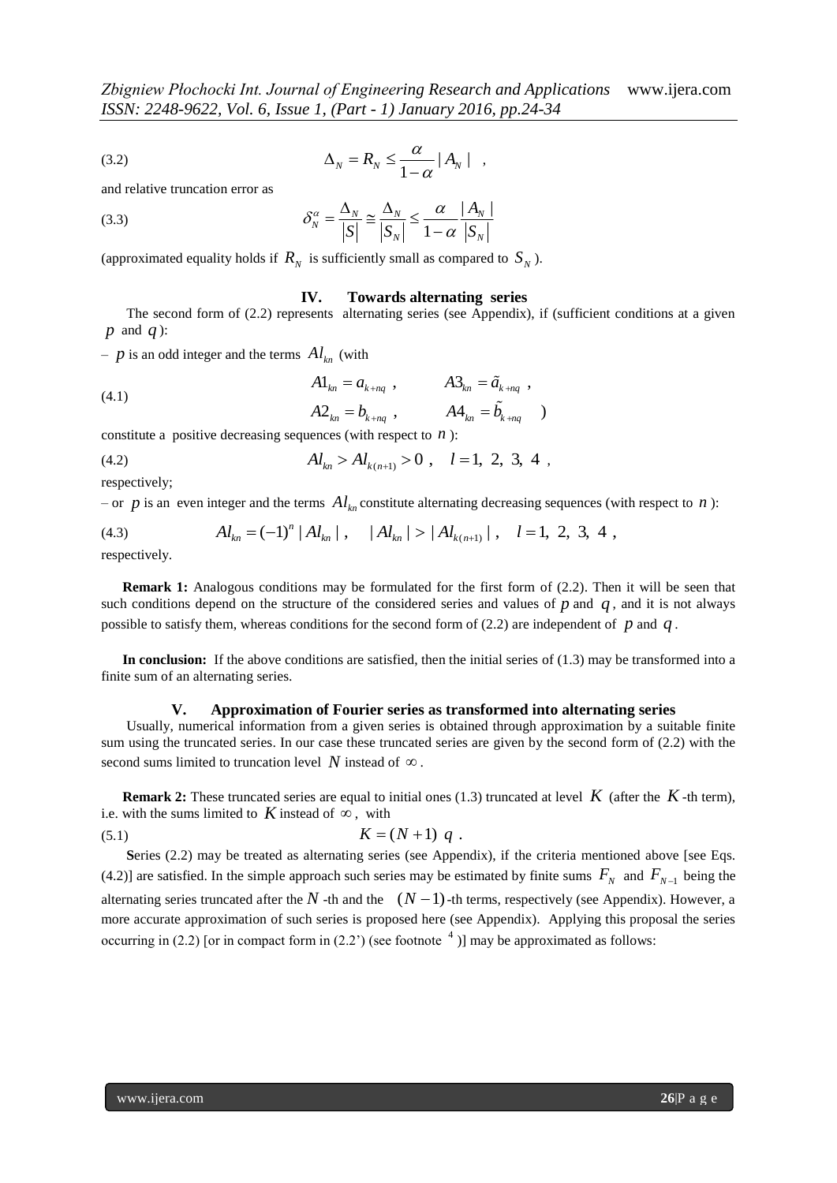(3.2)
$$\Delta_N = R_N \le \frac{\alpha}{1-\alpha} |A_N| \quad ,$$

and relative truncation error as

(3.3)
$$\delta_N^{\alpha} = \frac{\Delta_N}{|S|} \cong \frac{\Delta_N}{|S_N|} \le \frac{\alpha}{1-\alpha} \frac{|A_N|}{|S_N|}$$

(approximated equality holds if $R_N$ is sufficiently small as compared to $S_N$).

## IV. Towards alternating series

The second form of (2.2) represents alternating series (see Appendix), if (sufficient conditions at a given $p$ and $q$):

– $p$ is an odd integer and the terms $Al_{kn}$ (with

(4.1)
$$A1_{kn} = a_{k+nq} \ , \qquad A3_{kn} = \tilde{a}_{k+nq} \ ,$$
$$A2_{kn} = b_{k+nq} \ , \qquad A4_{kn} = \tilde{b}_{k+nq} \quad )$$

constitute a positive decreasing sequences (with respect to $n$):

(4.2)
$$Al_{kn} > Al_{k(n+1)} > 0 \ , \quad l = 1, \ 2, \ 3, \ 4 \ ,$$

respectively;

– or $p$ is an even integer and the terms $Al_{kn}$ constitute alternating decreasing sequences (with respect to $n$):

(4.3)
$$Al_{kn} = (-1)^n \, |Al_{kn}| \ , \quad |Al_{kn}| > |Al_{k(n+1)}| \ , \quad l = 1, \ 2, \ 3, \ 4 \ ,$$

respectively.

**Remark 1:** Analogous conditions may be formulated for the first form of (2.2). Then it will be seen that such conditions depend on the structure of the considered series and values of $p$ and $q$, and it is not always possible to satisfy them, whereas conditions for the second form of (2.2) are independent of $p$ and $q$.

**In conclusion:** If the above conditions are satisfied, then the initial series of (1.3) may be transformed into a finite sum of an alternating series.

## V. Approximation of Fourier series as transformed into alternating series

Usually, numerical information from a given series is obtained through approximation by a suitable finite sum using the truncated series. In our case these truncated series are given by the second form of (2.2) with the second sums limited to truncation level $N$ instead of $\infty$.

**Remark 2:** These truncated series are equal to initial ones (1.3) truncated at level $K$ (after the $K$-th term), i.e. with the sums limited to $K$ instead of $\infty$, with

(5.1)
$$K = (N+1) \ q \ .$$

**S**eries (2.2) may be treated as alternating series (see Appendix), if the criteria mentioned above [see Eqs. (4.2)] are satisfied. In the simple approach such series may be estimated by finite sums $F_N$ and $F_{N-1}$ being the alternating series truncated after the $N$-th and the $(N-1)$-th terms, respectively (see Appendix). However, a more accurate approximation of such series is proposed here (see Appendix). Applying this proposal the series occurring in (2.2) [or in compact form in (2.2') (see footnote [4])] may be approximated as follows: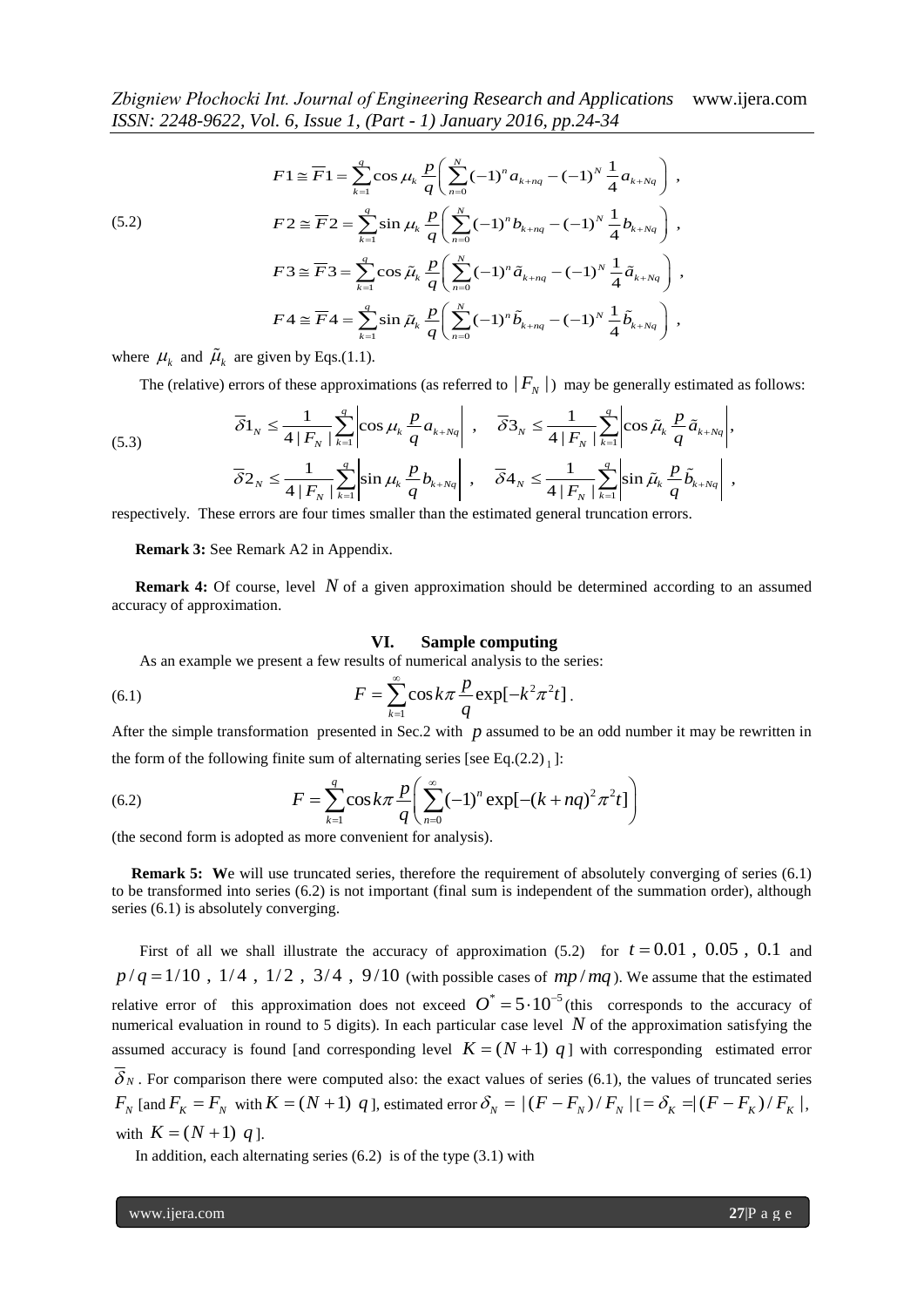(5.2)

$$F1 \cong \overline{F}1 = \sum_{k=1}^{q} \cos \mu_k \frac{p}{q} \left( \sum_{n=0}^{N} (-1)^n a_{k+nq} - (-1)^N \frac{1}{4} a_{k+Nq} \right) ,$$

$$F2 \cong \overline{F}2 = \sum_{k=1}^{q} \sin \mu_k \frac{p}{q} \left( \sum_{n=0}^{N} (-1)^n b_{k+nq} - (-1)^N \frac{1}{4} b_{k+Nq} \right) ,$$

$$F3 \cong \overline{F}3 = \sum_{k=1}^{q} \cos \tilde{\mu}_k \frac{p}{q} \left( \sum_{n=0}^{N} (-1)^n \tilde{a}_{k+nq} - (-1)^N \frac{1}{4} \tilde{a}_{k+Nq} \right) ,$$

$$F4 \cong \overline{F}4 = \sum_{k=1}^{q} \sin \tilde{\mu}_k \frac{p}{q} \left( \sum_{n=0}^{N} (-1)^n \tilde{b}_{k+nq} - (-1)^N \frac{1}{4} \tilde{b}_{k+Nq} \right) ,$$

where $\mu_k$ and $\tilde{\mu}_k$ are given by Eqs.(1.1).

The (relative) errors of these approximations (as referred to $|F_N|$) may be generally estimated as follows:

(5.3)

$$\overline{\delta}1_N \leq \frac{1}{4\,|F_N|} \sum_{k=1}^{q} \left| \cos \mu_k \frac{p}{q} a_{k+Nq} \right| , \quad \overline{\delta}3_N \leq \frac{1}{4\,|F_N|} \sum_{k=1}^{q} \left| \cos \tilde{\mu}_k \frac{p}{q} \tilde{a}_{k+Nq} \right| ,$$

$$\overline{\delta}2_N \leq \frac{1}{4\,|F_N|} \sum_{k=1}^{q} \left| \sin \mu_k \frac{p}{q} b_{k+Nq} \right| , \quad \overline{\delta}4_N \leq \frac{1}{4\,|F_N|} \sum_{k=1}^{q} \left| \sin \tilde{\mu}_k \frac{p}{q} \tilde{b}_{k+Nq} \right| ,$$

respectively. These errors are four times smaller than the estimated general truncation errors.

**Remark 3:** See Remark A2 in Appendix.

**Remark 4:** Of course, level $N$ of a given approximation should be determined according to an assumed accuracy of approximation.

## VI. Sample computing

As an example we present a few results of numerical analysis to the series:

$$F = \sum_{k=1}^{\infty} \cos k\pi \frac{p}{q} \exp[-k^2 \pi^2 t] . \tag{6.1}$$

After the simple transformation presented in Sec.2 with $p$ assumed to be an odd number it may be rewritten in the form of the following finite sum of alternating series [see Eq.$(2.2)_1$]:

$$F = \sum_{k=1}^{q} \cos k\pi \frac{p}{q} \left( \sum_{n=0}^{\infty} (-1)^n \exp[-(k+nq)^2 \pi^2 t] \right) \tag{6.2}$$

(the second form is adopted as more convenient for analysis).

**Remark 5: W**e will use truncated series, therefore the requirement of absolutely converging of series (6.1) to be transformed into series (6.2) is not important (final sum is independent of the summation order), although series (6.1) is absolutely converging.

First of all we shall illustrate the accuracy of approximation (5.2) for $t = 0.01$ , $0.05$ , $0.1$ and $p/q = 1/10$ , $1/4$ , $1/2$ , $3/4$ , $9/10$ (with possible cases of $mp/mq$). We assume that the estimated relative error of this approximation does not exceed $O^* = 5 \cdot 10^{-5}$ (this corresponds to the accuracy of numerical evaluation in round to 5 digits). In each particular case level $N$ of the approximation satisfying the assumed accuracy is found [and corresponding level $K = (N+1)\ q$] with corresponding estimated error $\overline{\delta}_N$. For comparison there were computed also: the exact values of series (6.1), the values of truncated series $F_N$ [and $F_K = F_N$ with $K = (N+1)\ q$], estimated error $\delta_N = |(F - F_N)/F_N|$ [$= \delta_K = |(F - F_K)/F_K|$, with $K = (N+1)\ q$].

In addition, each alternating series (6.2) is of the type (3.1) with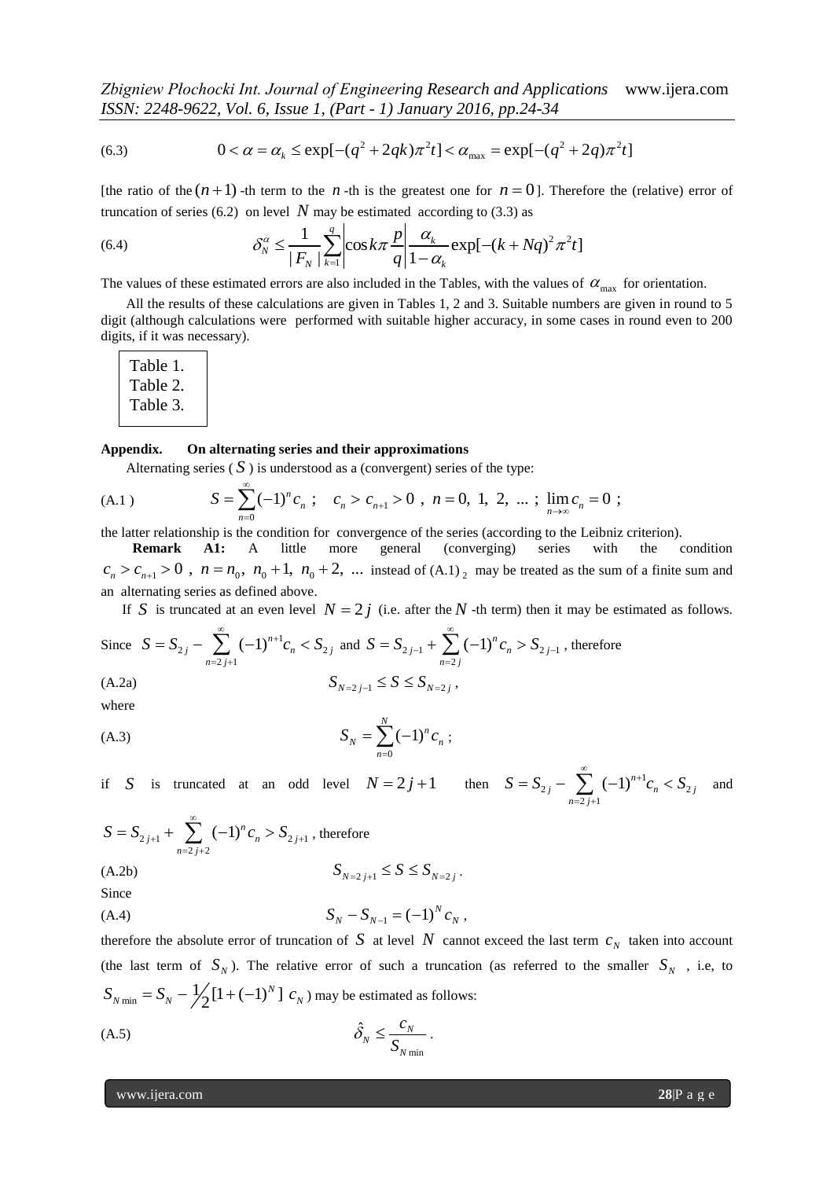(6.3)
$$0 < \alpha = \alpha_k \le \exp[-(q^2 + 2qk)\pi^2 t] < \alpha_{\max} = \exp[-(q^2 + 2q)\pi^2 t]$$

[the ratio of the $(n+1)$-th term to the $n$-th is the greatest one for $n = 0$]. Therefore the (relative) error of truncation of series (6.2) on level $N$ may be estimated according to (3.3) as

(6.4)
$$\delta_N^\alpha \le \frac{1}{|F_N|} \sum_{k=1}^{q} \left| \cos k\pi \frac{p}{q} \right| \frac{\alpha_k}{1 - \alpha_k} \exp[-(k + Nq)^2 \pi^2 t]$$

The values of these estimated errors are also included in the Tables, with the values of $\alpha_{\max}$ for orientation.

All the results of these calculations are given in Tables 1, 2 and 3. Suitable numbers are given in round to 5 digit (although calculations were performed with suitable higher accuracy, in some cases in round even to 200 digits, if it was necessary).

Table 1.
Table 2.
Table 3.

## Appendix. On alternating series and their approximations

Alternating series ($S$) is understood as a (convergent) series of the type:

(A.1)
$$S = \sum_{n=0}^{\infty} (-1)^n c_n \; ; \quad c_n > c_{n+1} > 0 \; , \; n = 0, \; 1, \; 2, \; \ldots \; ; \; \lim_{n \to \infty} c_n = 0 \; ;$$

the latter relationship is the condition for convergence of the series (according to the Leibniz criterion).

**Remark A1:** A little more general (converging) series with the condition $c_n > c_{n+1} > 0$ , $n = n_0, \; n_0 + 1, \; n_0 + 2, \; \ldots$ instead of $(A.1)_2$ may be treated as the sum of a finite sum and an alternating series as defined above.

If $S$ is truncated at an even level $N = 2j$ (i.e. after the $N$-th term) then it may be estimated as follows. Since $S = S_{2j} - \sum_{n=2j+1}^{\infty} (-1)^{n+1} c_n < S_{2j}$ and $S = S_{2j-1} + \sum_{n=2j}^{\infty} (-1)^n c_n > S_{2j-1}$, therefore

(A.2a)
$$S_{N=2j-1} \le S \le S_{N=2j} \, ,$$

where

(A.3)
$$S_N = \sum_{n=0}^{N} (-1)^n c_n \; ;$$

if $S$ is truncated at an odd level $N = 2j+1$ then $S = S_{2j} - \sum_{n=2j+1}^{\infty} (-1)^{n+1} c_n < S_{2j}$ and

$S = S_{2j+1} + \sum_{n=2j+2}^{\infty} (-1)^n c_n > S_{2j+1}$, therefore

(A.2b)
$$S_{N=2j+1} \le S \le S_{N=2j} \, .$$

Since

(A.4)
$$S_N - S_{N-1} = (-1)^N c_N \, ,$$

therefore the absolute error of truncation of $S$ at level $N$ cannot exceed the last term $c_N$ taken into account (the last term of $S_N$). The relative error of such a truncation (as referred to the smaller $S_N$ , i.e, to $S_{N\min} = S_N - \frac{1}{2}[1 + (-1)^N] \; c_N$) may be estimated as follows:

(A.5)
$$\hat{\delta}_N \le \frac{c_N}{S_{N\min}} \, .$$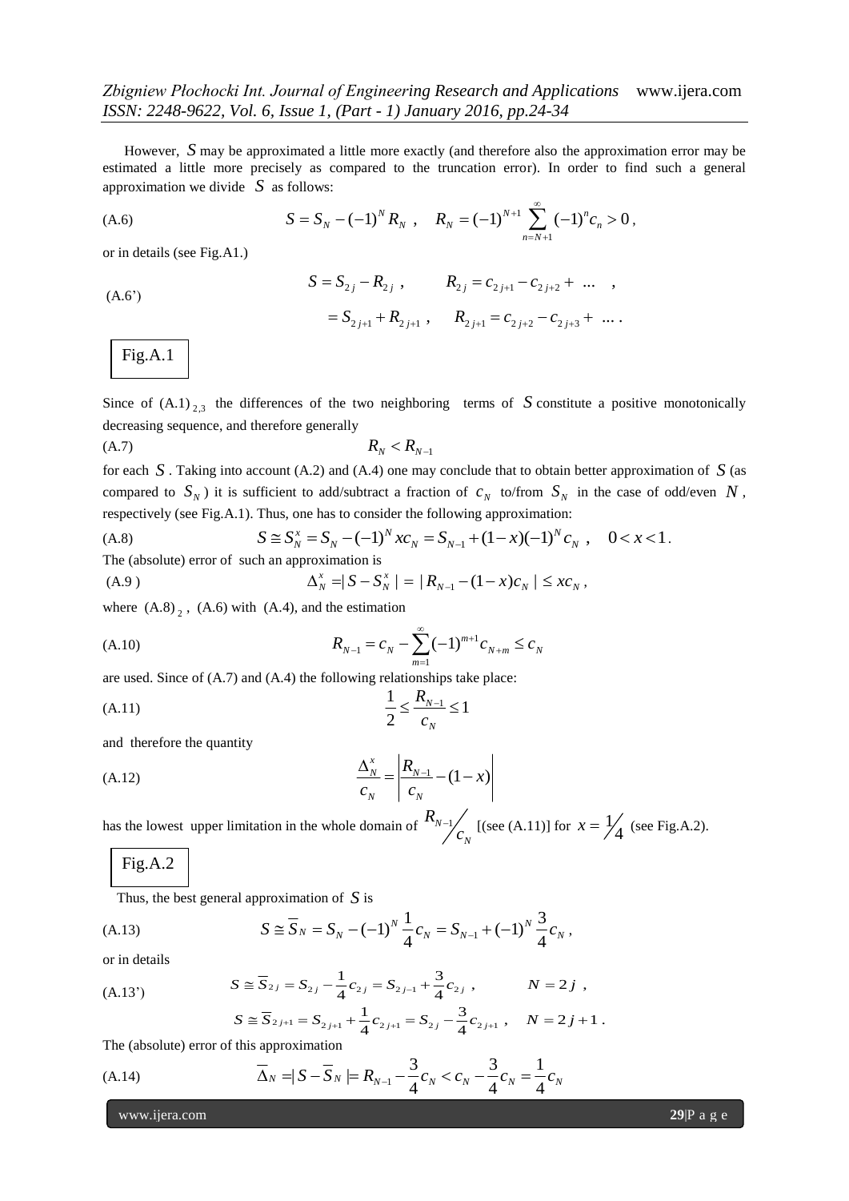However, $S$ may be approximated a little more exactly (and therefore also the approximation error may be estimated a little more precisely as compared to the truncation error). In order to find such a general approximation we divide $S$ as follows:

$$S = S_N - (-1)^N R_N \ , \quad R_N = (-1)^{N+1} \sum_{n=N+1}^{\infty} (-1)^n c_n > 0 \,, \tag{A.6}$$

or in details (see Fig.A1.)

$$\begin{aligned} S &= S_{2j} - R_{2j} \ , \qquad R_{2j} = c_{2j+1} - c_{2j+2} + \ \dots \ , \\ &= S_{2j+1} + R_{2j+1} \ , \quad R_{2j+1} = c_{2j+2} - c_{2j+3} + \ \dots \ . \end{aligned} \tag{A.6'}$$

Fig.A.1

Since of $(A.1)_{2,3}$ the differences of the two neighboring terms of $S$ constitute a positive monotonically decreasing sequence, and therefore generally

$$R_N < R_{N-1} \tag{A.7}$$

for each $S$. Taking into account (A.2) and (A.4) one may conclude that to obtain better approximation of $S$ (as compared to $S_N$) it is sufficient to add/subtract a fraction of $c_N$ to/from $S_N$ in the case of odd/even $N$, respectively (see Fig.A.1). Thus, one has to consider the following approximation:

$$S \cong S_N^x = S_N - (-1)^N x c_N = S_{N-1} + (1-x)(-1)^N c_N \ , \quad 0 < x < 1 \,. \tag{A.8}$$

The (absolute) error of such an approximation is

$$\Delta_N^x = | S - S_N^x | = | R_{N-1} - (1-x) c_N | \le x c_N \,, \tag{A.9}$$

where $(A.8)_2$, (A.6) with (A.4), and the estimation

$$R_{N-1} = c_N - \sum_{m=1}^{\infty} (-1)^{m+1} c_{N+m} \le c_N \tag{A.10}$$

are used. Since of (A.7) and (A.4) the following relationships take place:

$$\frac{1}{2} \le \frac{R_{N-1}}{c_N} \le 1 \tag{A.11}$$

and therefore the quantity

$$\frac{\Delta_N^x}{c_N} = \left| \frac{R_{N-1}}{c_N} - (1-x) \right| \tag{A.12}$$

has the lowest upper limitation in the whole domain of $R_{N-1}/c_N$ [(see (A.11)] for $x = 1/4$ (see Fig.A.2).

Fig.A.2

Thus, the best general approximation of $S$ is

$$S \cong \overline{S}_N = S_N - (-1)^N \frac{1}{4} c_N = S_{N-1} + (-1)^N \frac{3}{4} c_N \,, \tag{A.13}$$

or in details

$$\begin{aligned} S &\cong \overline{S}_{2j} = S_{2j} - \frac{1}{4} c_{2j} = S_{2j-1} + \frac{3}{4} c_{2j} \ , \qquad N = 2j \ , \\ S &\cong \overline{S}_{2j+1} = S_{2j+1} + \frac{1}{4} c_{2j+1} = S_{2j} - \frac{3}{4} c_{2j+1} \ , \quad N = 2j+1 \,. \end{aligned} \tag{A.13'}$$

The (absolute) error of this approximation

$$\overline{\Delta}_N = | S - \overline{S}_N | = R_{N-1} - \frac{3}{4} c_N < c_N - \frac{3}{4} c_N = \frac{1}{4} c_N \tag{A.14}$$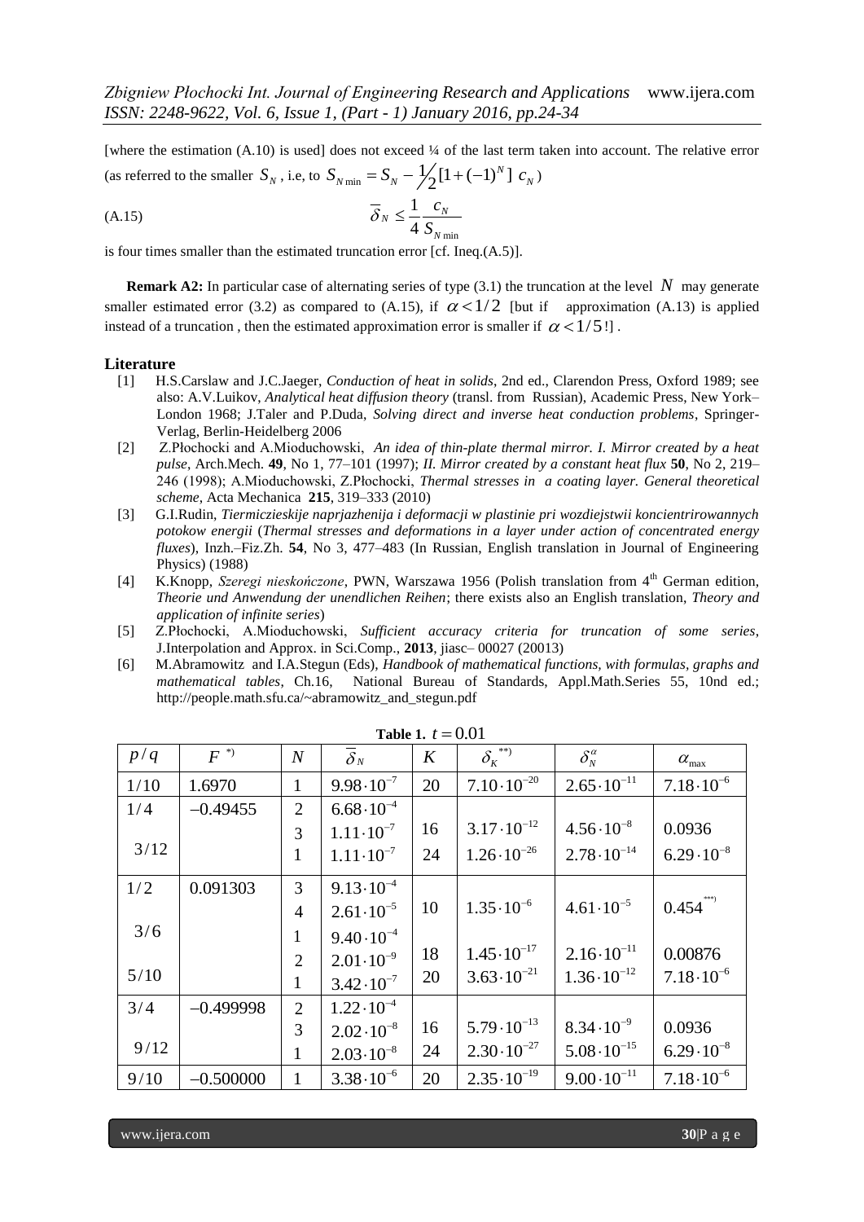[where the estimation (A.10) is used] does not exceed ¼ of the last term taken into account. The relative error (as referred to the smaller $S_N$, i.e, to $S_{N\min} = S_N - \frac{1}{2}[1+(-1)^N]\ c_N$)

(A.15)
$$\overline{\delta}_N \le \frac{1}{4}\frac{c_N}{S_{N\min}}$$

is four times smaller than the estimated truncation error [cf. Ineq.(A.5)].

**Remark A2:** In particular case of alternating series of type (3.1) the truncation at the level $N$ may generate smaller estimated error (3.2) as compared to (A.15), if $\alpha < 1/2$ [but if approximation (A.13) is applied instead of a truncation , then the estimated approximation error is smaller if $\alpha < 1/5!$].

## Literature

[1] H.S.Carslaw and J.C.Jaeger, *Conduction of heat in solids*, 2nd ed., Clarendon Press, Oxford 1989; see also: A.V.Luikov, *Analytical heat diffusion theory* (transl. from Russian), Academic Press, New York–London 1968; J.Taler and P.Duda, *Solving direct and inverse heat conduction problems*, Springer-Verlag, Berlin-Heidelberg 2006

[2] Z.Płochocki and A.Mioduchowski, *An idea of thin-plate thermal mirror. I. Mirror created by a heat pulse*, Arch.Mech. **49**, No 1, 77–101 (1997); *II. Mirror created by a constant heat flux* **50**, No 2, 219–246 (1998); A.Mioduchowski, Z.Płochocki, *Thermal stresses in a coating layer. General theoretical scheme*, Acta Mechanica **215**, 319–333 (2010)

[3] G.I.Rudin, *Tiermiczieskije naprjazhenija i deformacji w plastinie pri wozdiejstwii koncientrirowannych potokow energii* (*Thermal stresses and deformations in a layer under action of concentrated energy fluxes*), Inzh.–Fiz.Zh. **54**, No 3, 477–483 (In Russian, English translation in Journal of Engineering Physics) (1988)

[4] K.Knopp, *Szeregi nieskończone*, PWN, Warszawa 1956 (Polish translation from 4th German edition, *Theorie und Anwendung der unendlichen Reihen*; there exists also an English translation, *Theory and application of infinite series*)

[5] Z.Płochocki, A.Mioduchowski, *Sufficient accuracy criteria for truncation of some series*, J.Interpolation and Approx. in Sci.Comp., **2013**, jiasc– 00027 (20013)

[6] M.Abramowitz and I.A.Stegun (Eds), *Handbook of mathematical functions, with formulas, graphs and mathematical tables*, Ch.16, National Bureau of Standards, Appl.Math.Series 55, 10nd ed.; http://people.math.sfu.ca/~abramowitz_and_stegun.pdf

**Table 1.** $t = 0.01$

| $p/q$ | $F$ *) | $N$ | $\overline{\delta}_N$ | $K$ | $\delta_K$ **) | $\delta_N^{\alpha}$ | $\alpha_{\max}$ |
|---|---|---|---|---|---|---|---|
| $1/10$ | 1.6970 | 1 | $9.98\cdot10^{-7}$ | 20 | $7.10\cdot10^{-20}$ | $2.65\cdot10^{-11}$ | $7.18\cdot10^{-6}$ |
| $1/4$ | $-0.49455$ | 2 | $6.68\cdot10^{-4}$ | | | | |
| | | 3 | $1.11\cdot10^{-7}$ | 16 | $3.17\cdot10^{-12}$ | $4.56\cdot10^{-8}$ | 0.0936 |
| $3/12$ | | 1 | $1.11\cdot10^{-7}$ | 24 | $1.26\cdot10^{-26}$ | $2.78\cdot10^{-14}$ | $6.29\cdot10^{-8}$ |
| $1/2$ | 0.091303 | 3 | $9.13\cdot10^{-4}$ | | | | |
| | | 4 | $2.61\cdot10^{-5}$ | 10 | $1.35\cdot10^{-6}$ | $4.61\cdot10^{-5}$ | 0.454 ***) |
| $3/6$ | | 1 | $9.40\cdot10^{-4}$ | | | | |
| | | 2 | $2.01\cdot10^{-9}$ | 18 | $1.45\cdot10^{-17}$ | $2.16\cdot10^{-11}$ | 0.00876 |
| $5/10$ | | 1 | $3.42\cdot10^{-7}$ | 20 | $3.63\cdot10^{-21}$ | $1.36\cdot10^{-12}$ | $7.18\cdot10^{-6}$ |
| $3/4$ | $-0.499998$ | 2 | $1.22\cdot10^{-4}$ | | | | |
| | | 3 | $2.02\cdot10^{-8}$ | 16 | $5.79\cdot10^{-13}$ | $8.34\cdot10^{-9}$ | 0.0936 |
| $9/12$ | | 1 | $2.03\cdot10^{-8}$ | 24 | $2.30\cdot10^{-27}$ | $5.08\cdot10^{-15}$ | $6.29\cdot10^{-8}$ |
| $9/10$ | $-0.500000$ | 1 | $3.38\cdot10^{-6}$ | 20 | $2.35\cdot10^{-19}$ | $9.00\cdot10^{-11}$ | $7.18\cdot10^{-6}$ |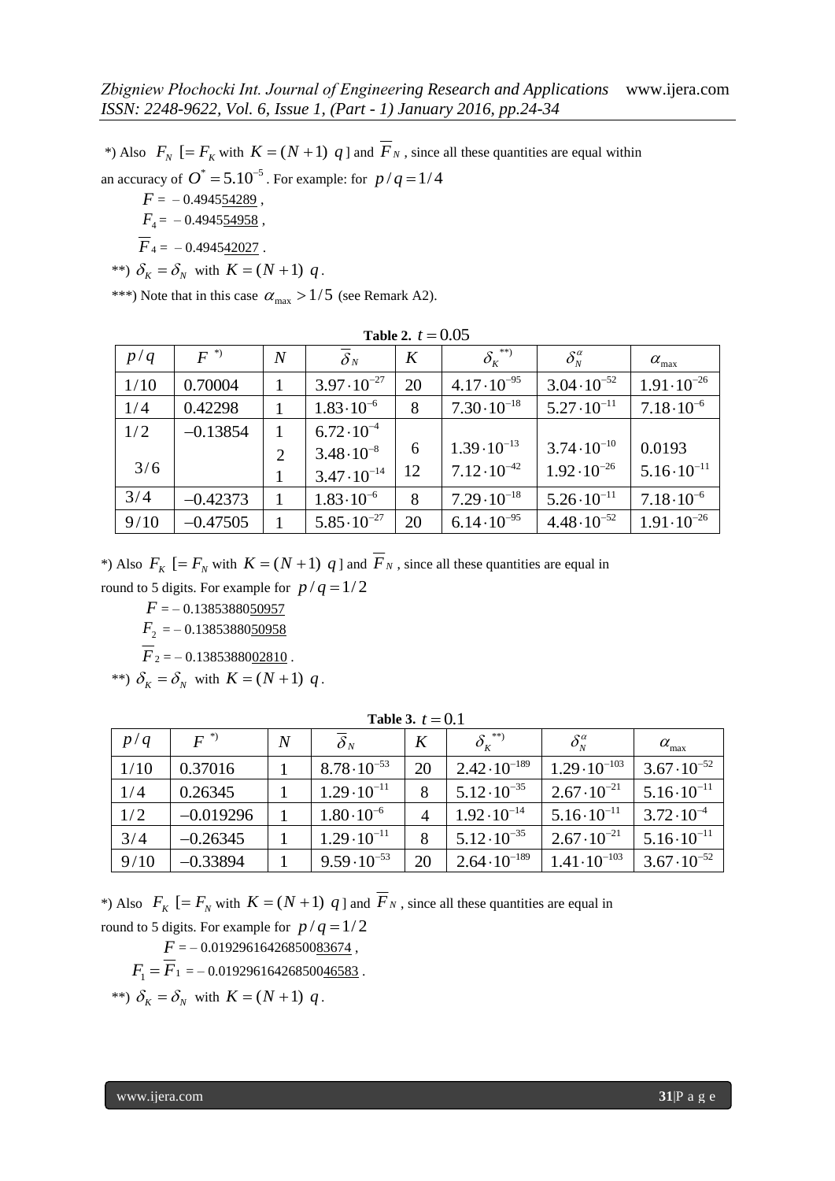*) Also $F_N$ [$= F_K$ with $K = (N+1)\ q$] and $\overline{F}_N$, since all these quantities are equal within an accuracy of $O^* = 5.10^{-5}$. For example: for $p/q = 1/4$

$F =$ – 0.494554289 ,

$F_4 =$ – 0.494554958 ,

$\overline{F}_4 =$ – 0.494542027 .

**) $\delta_K = \delta_N$ with $K = (N+1)\ q$.

***) Note that in this case $\alpha_{\max} > 1/5$ (see Remark A2).

**Table 2.** $t = 0.05$

| $p/q$ | $F$ *) | $N$ | $\overline{\delta}_N$ | $K$ | $\delta_K$ **) | $\delta_N^\alpha$ | $\alpha_{\max}$ |
|---|---|---|---|---|---|---|---|
| $1/10$ | 0.70004 | 1 | $3.97 \cdot 10^{-27}$ | 20 | $4.17 \cdot 10^{-95}$ | $3.04 \cdot 10^{-52}$ | $1.91 \cdot 10^{-26}$ |
| $1/4$ | 0.42298 | 1 | $1.83 \cdot 10^{-6}$ | 8 | $7.30 \cdot 10^{-18}$ | $5.27 \cdot 10^{-11}$ | $7.18 \cdot 10^{-6}$ |
| $1/2$ | $-0.13854$ | 1 | $6.72 \cdot 10^{-4}$ | | | | |
| | | 2 | $3.48 \cdot 10^{-8}$ | 6 | $1.39 \cdot 10^{-13}$ | $3.74 \cdot 10^{-10}$ | 0.0193 |
| $3/6$ | | 1 | $3.47 \cdot 10^{-14}$ | 12 | $7.12 \cdot 10^{-42}$ | $1.92 \cdot 10^{-26}$ | $5.16 \cdot 10^{-11}$ |
| $3/4$ | $-0.42373$ | 1 | $1.83 \cdot 10^{-6}$ | 8 | $7.29 \cdot 10^{-18}$ | $5.26 \cdot 10^{-11}$ | $7.18 \cdot 10^{-6}$ |
| $9/10$ | $-0.47505$ | 1 | $5.85 \cdot 10^{-27}$ | 20 | $6.14 \cdot 10^{-95}$ | $4.48 \cdot 10^{-52}$ | $1.91 \cdot 10^{-26}$ |

*) Also $F_K$ [$= F_N$ with $K = (N+1)\ q$] and $\overline{F}_N$, since all these quantities are equal in round to 5 digits. For example for $p/q = 1/2$

$F =$ – 0.138538850957

$F_2 =$ – 0.138538850958

$\overline{F}_2 =$ – 0.138538802810 .

**) $\delta_K = \delta_N$ with $K = (N+1)\ q$.

**Table 3.** $t = 0.1$

| $p/q$ | $F$ *) | $N$ | $\overline{\delta}_N$ | $K$ | $\delta_K$ **) | $\delta_N^\alpha$ | $\alpha_{\max}$ |
|---|---|---|---|---|---|---|---|
| $1/10$ | 0.37016 | 1 | $8.78 \cdot 10^{-53}$ | 20 | $2.42 \cdot 10^{-189}$ | $1.29 \cdot 10^{-103}$ | $3.67 \cdot 10^{-52}$ |
| $1/4$ | 0.26345 | 1 | $1.29 \cdot 10^{-11}$ | 8 | $5.12 \cdot 10^{-35}$ | $2.67 \cdot 10^{-21}$ | $5.16 \cdot 10^{-11}$ |
| $1/2$ | $-0.019296$ | 1 | $1.80 \cdot 10^{-6}$ | 4 | $1.92 \cdot 10^{-14}$ | $5.16 \cdot 10^{-11}$ | $3.72 \cdot 10^{-4}$ |
| $3/4$ | $-0.26345$ | 1 | $1.29 \cdot 10^{-11}$ | 8 | $5.12 \cdot 10^{-35}$ | $2.67 \cdot 10^{-21}$ | $5.16 \cdot 10^{-11}$ |
| $9/10$ | $-0.33894$ | 1 | $9.59 \cdot 10^{-53}$ | 20 | $2.64 \cdot 10^{-189}$ | $1.41 \cdot 10^{-103}$ | $3.67 \cdot 10^{-52}$ |

*) Also $F_K$ [$= F_N$ with $K = (N+1)\ q$] and $\overline{F}_N$, since all these quantities are equal in round to 5 digits. For example for $p/q = 1/2$

$F =$ – 0.0192961642685008367 4 ,

$F_1 = \overline{F}_1 =$ – 0.01929616426850046583 .

**) $\delta_K = \delta_N$ with $K = (N+1)\ q$.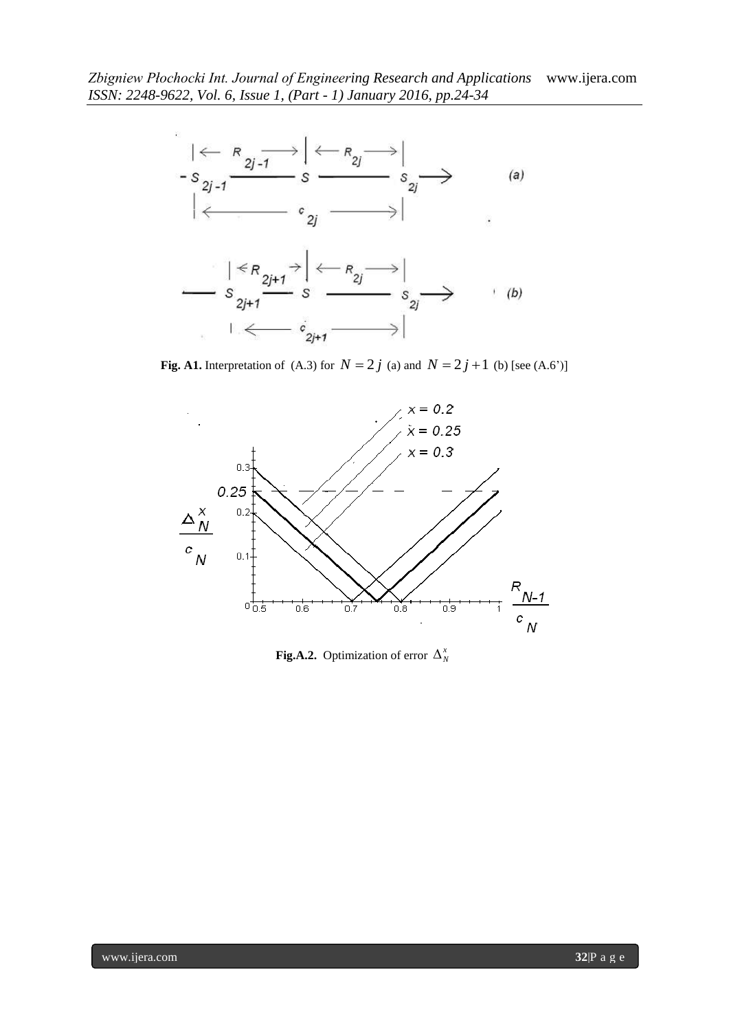$|\leftarrow R_{2j-1} \rightarrow| \leftarrow R_{2j} \rightarrow|$

$- S_{2j-1}$ —— $S$ —— $S_{2j} \rightarrow$ (a)

$|\leftarrow c_{2j} \rightarrow|$

$|\leftarrow R_{2j+1} \rightarrow| \leftarrow R_{2j} \rightarrow|$

—— $S_{2j+1}$ —— $S$ —— $S_{2j} \rightarrow$ (b)

$|\leftarrow c_{2j+1} \rightarrow|$

**Fig. A1.** Interpretation of (A.3) for $N = 2j$ (a) and $N = 2j+1$ (b) [see (A.6')]

$x = 0.2$

$x = 0.25$

$x = 0.3$

0.3

0.25

0.2

0.1

0

$\frac{\Delta_N^x}{c_N}$

0.5 0.6 0.7 0.8 0.9 1

$\frac{R_{N-1}}{c_N}$

**Fig.A.2.** Optimization of error $\Delta_N^x$